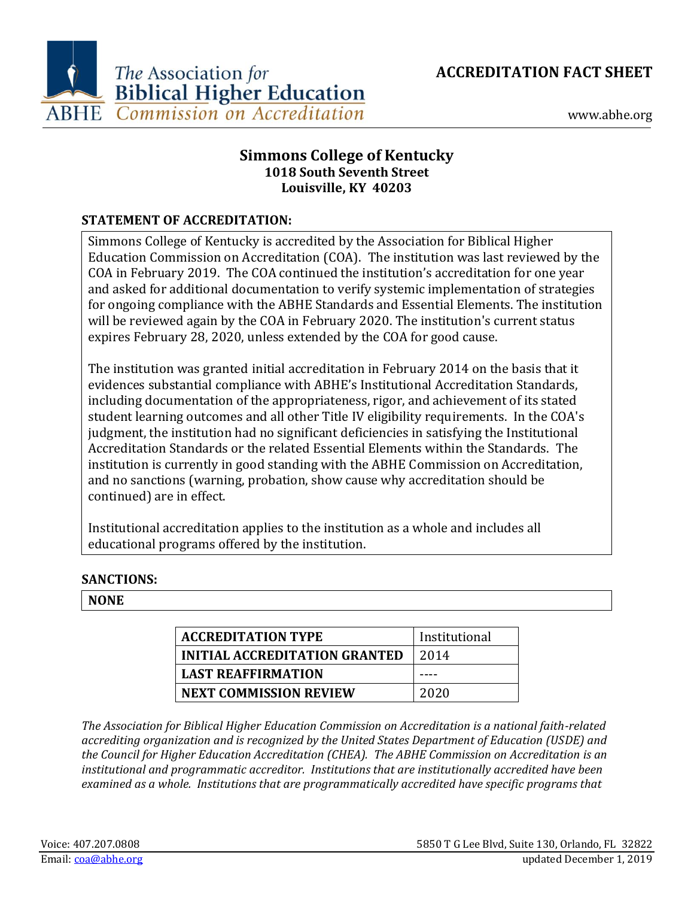The Association for Biblical Higher Education
ABHE Commission on Accreditation

**ACCREDITATION FACT SHEET**

www.abhe.org

## Simmons College of Kentucky
**1018 South Seventh Street**
**Louisville, KY 40203**

### STATEMENT OF ACCREDITATION:

Simmons College of Kentucky is accredited by the Association for Biblical Higher Education Commission on Accreditation (COA). The institution was last reviewed by the COA in February 2019. The COA continued the institution's accreditation for one year and asked for additional documentation to verify systemic implementation of strategies for ongoing compliance with the ABHE Standards and Essential Elements. The institution will be reviewed again by the COA in February 2020. The institution's current status expires February 28, 2020, unless extended by the COA for good cause.

The institution was granted initial accreditation in February 2014 on the basis that it evidences substantial compliance with ABHE's Institutional Accreditation Standards, including documentation of the appropriateness, rigor, and achievement of its stated student learning outcomes and all other Title IV eligibility requirements. In the COA's judgment, the institution had no significant deficiencies in satisfying the Institutional Accreditation Standards or the related Essential Elements within the Standards. The institution is currently in good standing with the ABHE Commission on Accreditation, and no sanctions (warning, probation, show cause why accreditation should be continued) are in effect.

Institutional accreditation applies to the institution as a whole and includes all educational programs offered by the institution.

### SANCTIONS:

**NONE**

| **ACCREDITATION TYPE** | Institutional |
|---|---|
| **INITIAL ACCREDITATION GRANTED** | 2014 |
| **LAST REAFFIRMATION** | ---- |
| **NEXT COMMISSION REVIEW** | 2020 |

*The Association for Biblical Higher Education Commission on Accreditation is a national faith-related accrediting organization and is recognized by the United States Department of Education (USDE) and the Council for Higher Education Accreditation (CHEA). The ABHE Commission on Accreditation is an institutional and programmatic accreditor. Institutions that are institutionally accredited have been examined as a whole. Institutions that are programmatically accredited have specific programs that*

Voice: 407.207.0808
Email: coa@abhe.org

5850 T G Lee Blvd, Suite 130, Orlando, FL 32822
updated December 1, 2019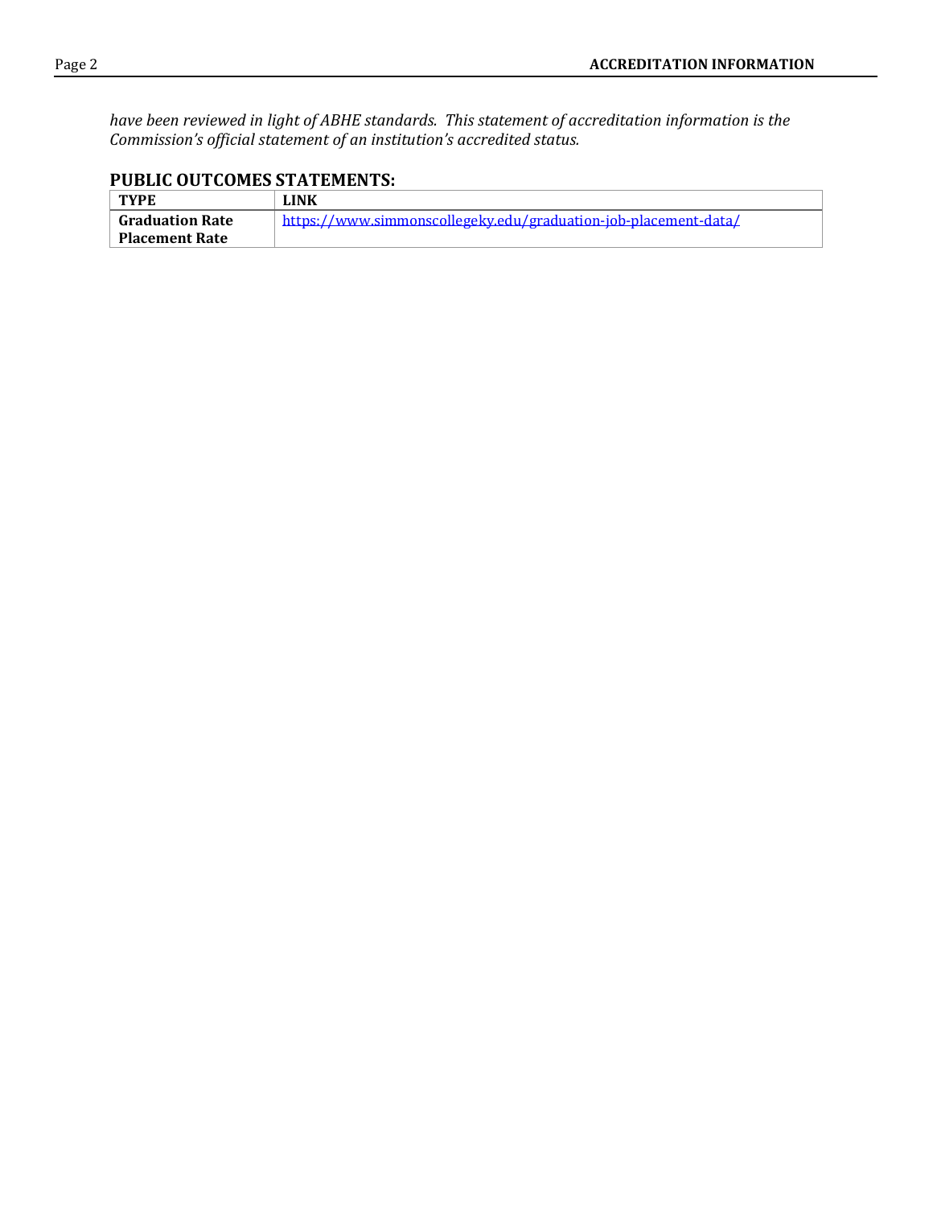*have been reviewed in light of ABHE standards. This statement of accreditation information is the Commission's official statement of an institution's accredited status.*

## PUBLIC OUTCOMES STATEMENTS:

| TYPE | LINK |
|---|---|
| **Graduation Rate**<br>**Placement Rate** | https://www.simmonscollegeky.edu/graduation-job-placement-data/ |